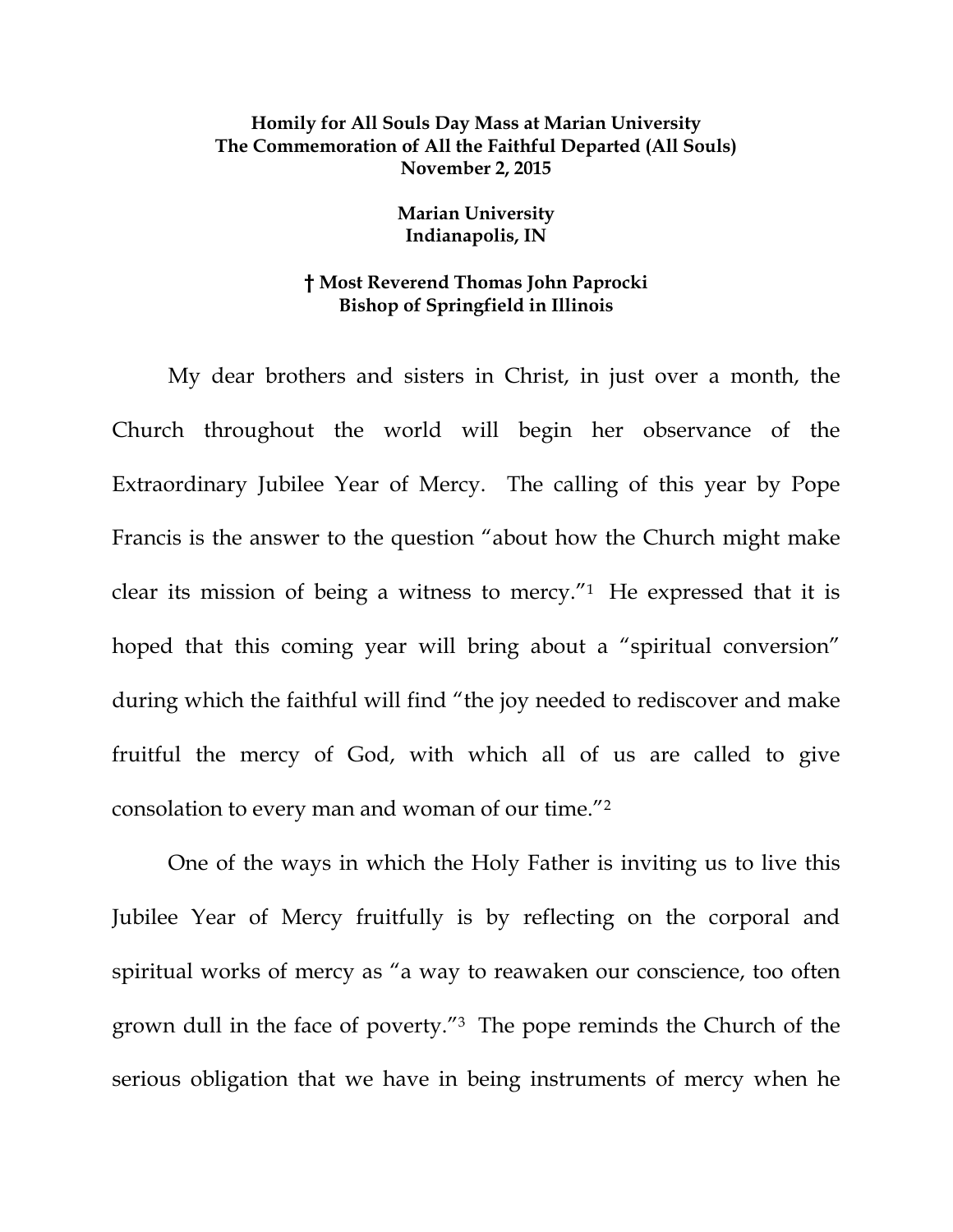**Homily for All Souls Day Mass at Marian University**
**The Commemoration of All the Faithful Departed (All Souls)**
**November 2, 2015**

**Marian University**
**Indianapolis, IN**

**† Most Reverend Thomas John Paprocki**
**Bishop of Springfield in Illinois**

My dear brothers and sisters in Christ, in just over a month, the Church throughout the world will begin her observance of the Extraordinary Jubilee Year of Mercy. The calling of this year by Pope Francis is the answer to the question "about how the Church might make clear its mission of being a witness to mercy."[1] He expressed that it is hoped that this coming year will bring about a "spiritual conversion" during which the faithful will find "the joy needed to rediscover and make fruitful the mercy of God, with which all of us are called to give consolation to every man and woman of our time."[2]

One of the ways in which the Holy Father is inviting us to live this Jubilee Year of Mercy fruitfully is by reflecting on the corporal and spiritual works of mercy as "a way to reawaken our conscience, too often grown dull in the face of poverty."[3] The pope reminds the Church of the serious obligation that we have in being instruments of mercy when he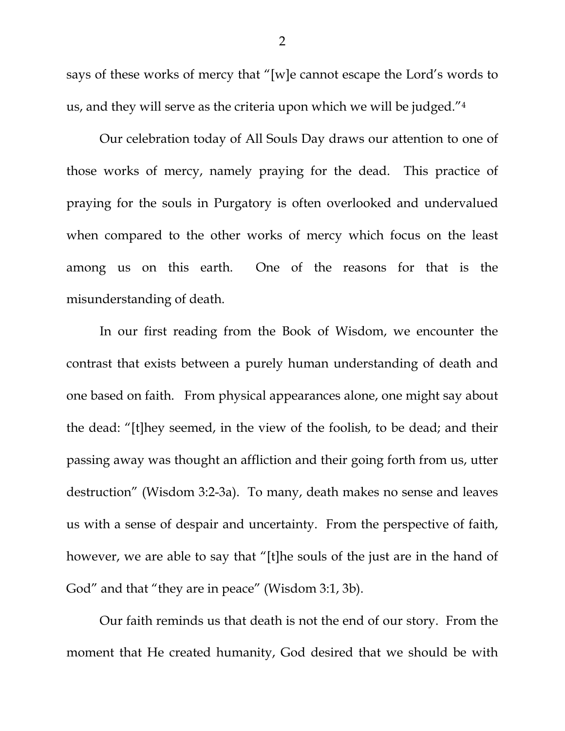says of these works of mercy that "[w]e cannot escape the Lord's words to us, and they will serve as the criteria upon which we will be judged."[4]

Our celebration today of All Souls Day draws our attention to one of those works of mercy, namely praying for the dead. This practice of praying for the souls in Purgatory is often overlooked and undervalued when compared to the other works of mercy which focus on the least among us on this earth. One of the reasons for that is the misunderstanding of death.

In our first reading from the Book of Wisdom, we encounter the contrast that exists between a purely human understanding of death and one based on faith. From physical appearances alone, one might say about the dead: "[t]hey seemed, in the view of the foolish, to be dead; and their passing away was thought an affliction and their going forth from us, utter destruction" (Wisdom 3:2-3a). To many, death makes no sense and leaves us with a sense of despair and uncertainty. From the perspective of faith, however, we are able to say that "[t]he souls of the just are in the hand of God" and that "they are in peace" (Wisdom 3:1, 3b).

Our faith reminds us that death is not the end of our story. From the moment that He created humanity, God desired that we should be with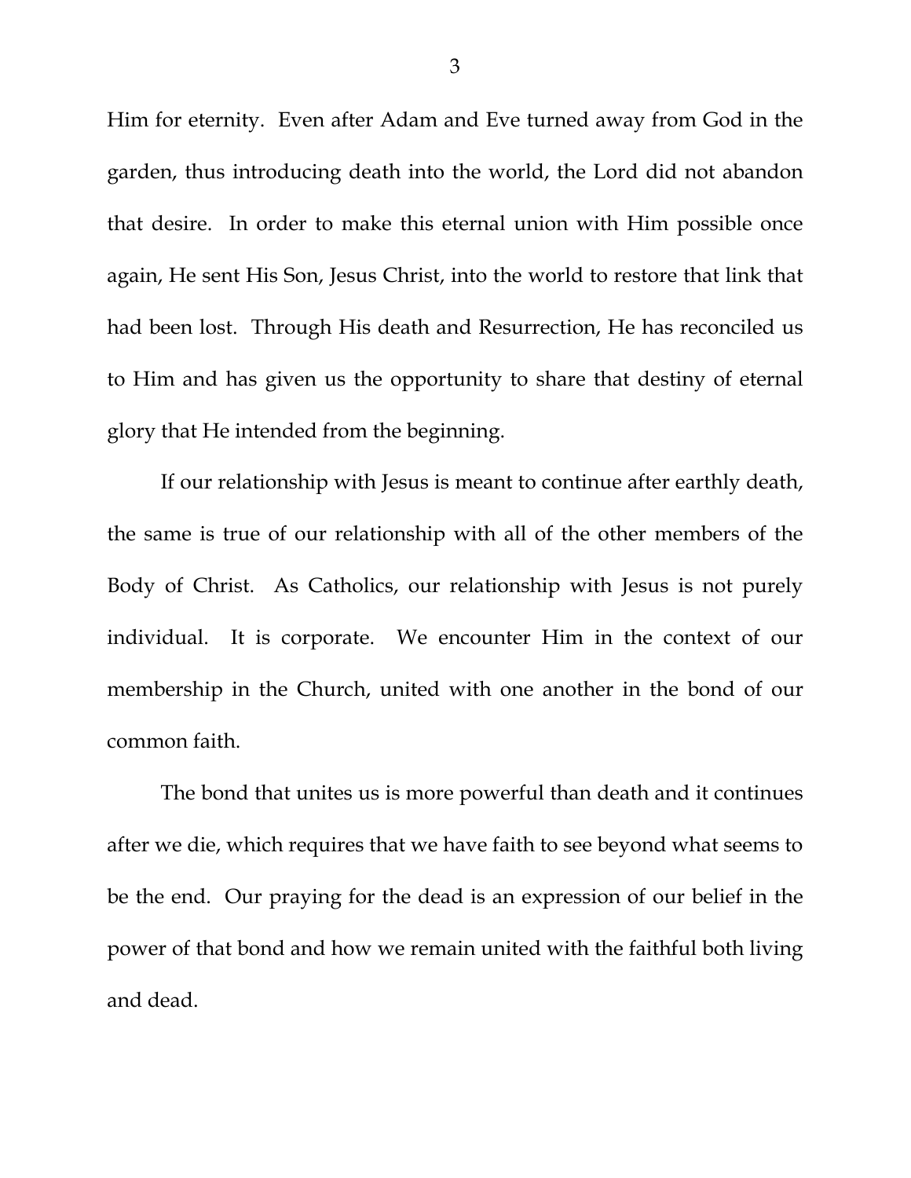Him for eternity. Even after Adam and Eve turned away from God in the garden, thus introducing death into the world, the Lord did not abandon that desire. In order to make this eternal union with Him possible once again, He sent His Son, Jesus Christ, into the world to restore that link that had been lost. Through His death and Resurrection, He has reconciled us to Him and has given us the opportunity to share that destiny of eternal glory that He intended from the beginning.

If our relationship with Jesus is meant to continue after earthly death, the same is true of our relationship with all of the other members of the Body of Christ. As Catholics, our relationship with Jesus is not purely individual. It is corporate. We encounter Him in the context of our membership in the Church, united with one another in the bond of our common faith.

The bond that unites us is more powerful than death and it continues after we die, which requires that we have faith to see beyond what seems to be the end. Our praying for the dead is an expression of our belief in the power of that bond and how we remain united with the faithful both living and dead.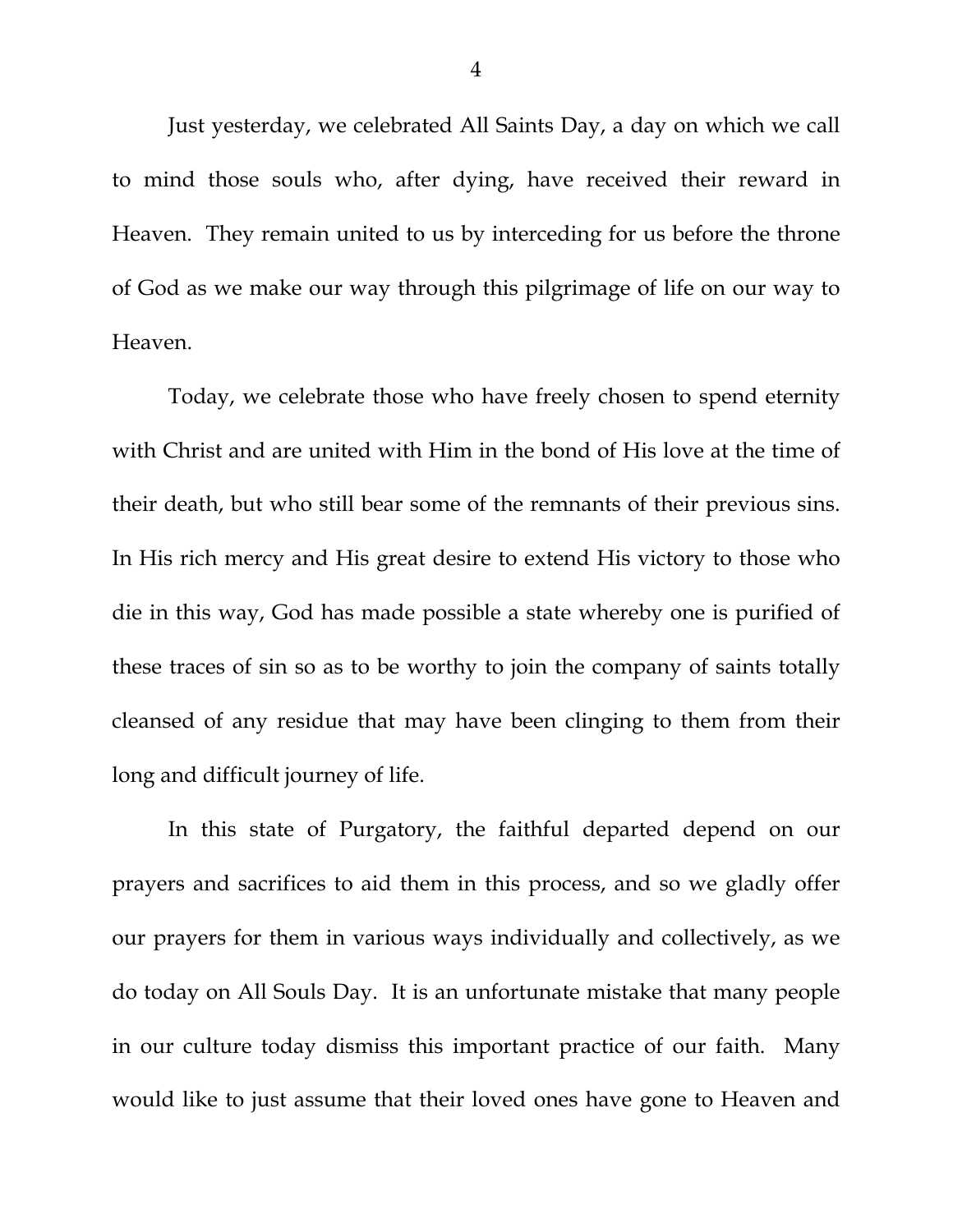Just yesterday, we celebrated All Saints Day, a day on which we call to mind those souls who, after dying, have received their reward in Heaven. They remain united to us by interceding for us before the throne of God as we make our way through this pilgrimage of life on our way to Heaven.

Today, we celebrate those who have freely chosen to spend eternity with Christ and are united with Him in the bond of His love at the time of their death, but who still bear some of the remnants of their previous sins. In His rich mercy and His great desire to extend His victory to those who die in this way, God has made possible a state whereby one is purified of these traces of sin so as to be worthy to join the company of saints totally cleansed of any residue that may have been clinging to them from their long and difficult journey of life.

In this state of Purgatory, the faithful departed depend on our prayers and sacrifices to aid them in this process, and so we gladly offer our prayers for them in various ways individually and collectively, as we do today on All Souls Day. It is an unfortunate mistake that many people in our culture today dismiss this important practice of our faith. Many would like to just assume that their loved ones have gone to Heaven and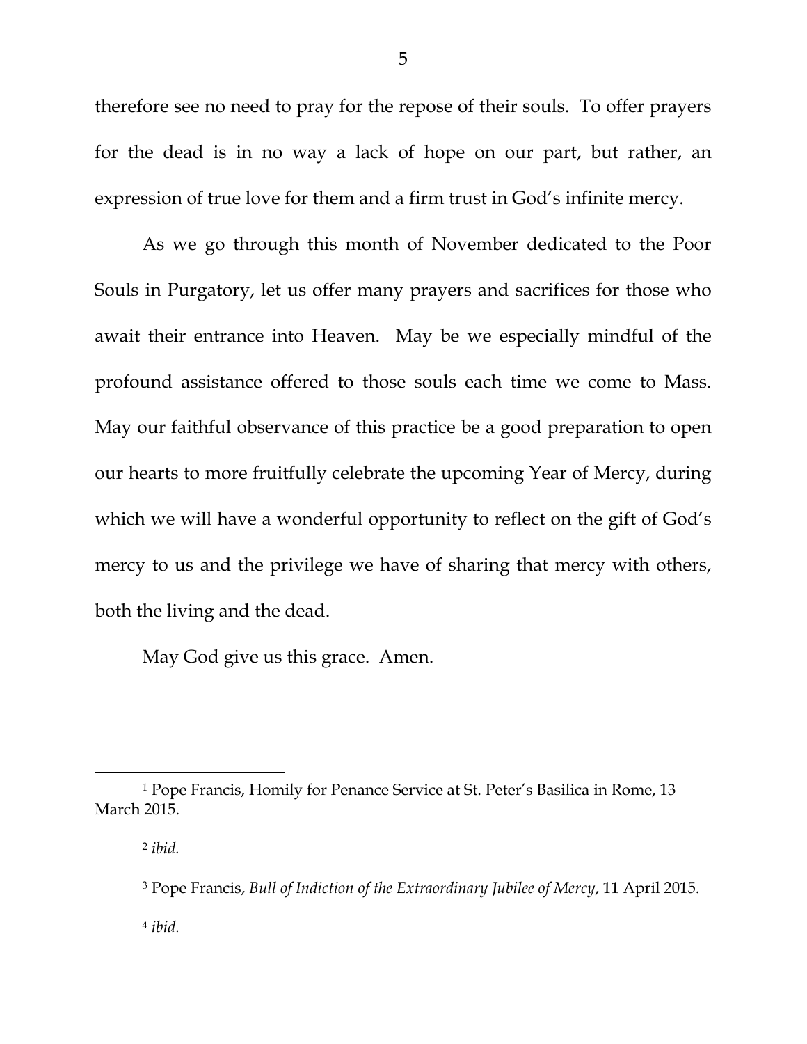therefore see no need to pray for the repose of their souls. To offer prayers for the dead is in no way a lack of hope on our part, but rather, an expression of true love for them and a firm trust in God's infinite mercy.

As we go through this month of November dedicated to the Poor Souls in Purgatory, let us offer many prayers and sacrifices for those who await their entrance into Heaven. May be we especially mindful of the profound assistance offered to those souls each time we come to Mass. May our faithful observance of this practice be a good preparation to open our hearts to more fruitfully celebrate the upcoming Year of Mercy, during which we will have a wonderful opportunity to reflect on the gift of God's mercy to us and the privilege we have of sharing that mercy with others, both the living and the dead.

May God give us this grace. Amen.

---

[1] Pope Francis, Homily for Penance Service at St. Peter's Basilica in Rome, 13 March 2015.

[2] *ibid.*

[3] Pope Francis, *Bull of Indiction of the Extraordinary Jubilee of Mercy*, 11 April 2015.

[4] *ibid.*